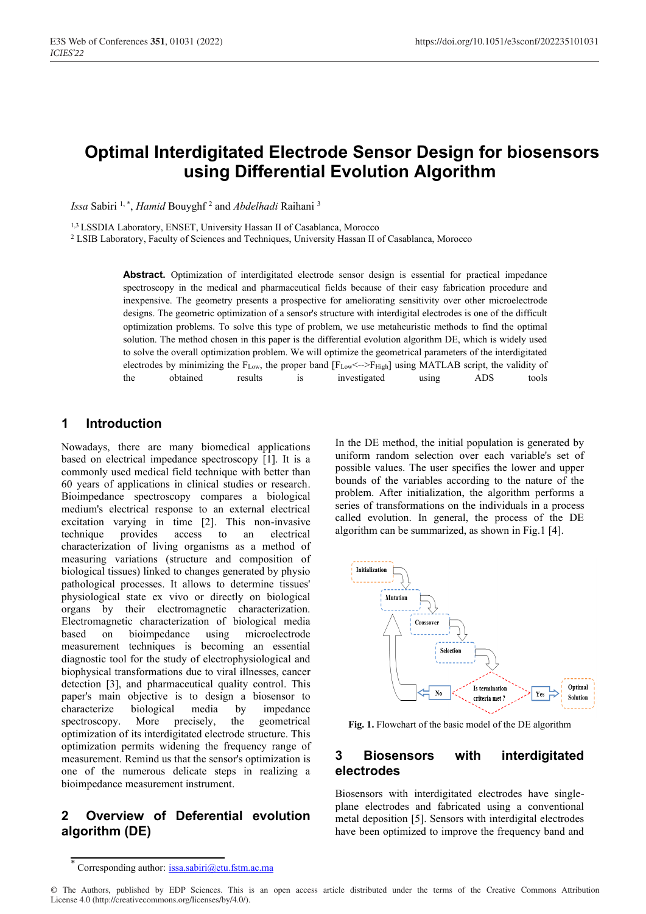# Optimal Interdigitated Electrode Sensor Design for biosensors using Differential Evolution Algorithm

*Issa* Sabiri [1,*], *Hamid* Bouyghf [2] and *Abdelhadi* Raihani [3]

[1,3] LSSDIA Laboratory, ENSET, University Hassan II of Casablanca, Morocco
[2] LSIB Laboratory, Faculty of Sciences and Techniques, University Hassan II of Casablanca, Morocco

**Abstract.** Optimization of interdigitated electrode sensor design is essential for practical impedance spectroscopy in the medical and pharmaceutical fields because of their easy fabrication procedure and inexpensive. The geometry presents a prospective for ameliorating sensitivity over other microelectrode designs. The geometric optimization of a sensor's structure with interdigital electrodes is one of the difficult optimization problems. To solve this type of problem, we use metaheuristic methods to find the optimal solution. The method chosen in this paper is the differential evolution algorithm DE, which is widely used to solve the overall optimization problem. We will optimize the geometrical parameters of the interdigitated electrodes by minimizing the $F_{Low}$, the proper band [$F_{Low}$<-->$F_{High}$] using MATLAB script, the validity of the obtained results is investigated using ADS tools

## 1 Introduction

Nowadays, there are many biomedical applications based on electrical impedance spectroscopy [1]. It is a commonly used medical field technique with better than 60 years of applications in clinical studies or research. Bioimpedance spectroscopy compares a biological medium's electrical response to an external electrical excitation varying in time [2]. This non-invasive technique provides access to an electrical characterization of living organisms as a method of measuring variations (structure and composition of biological tissues) linked to changes generated by physio pathological processes. It allows to determine tissues' physiological state ex vivo or directly on biological organs by their electromagnetic characterization. Electromagnetic characterization of biological media based on bioimpedance using microelectrode measurement techniques is becoming an essential diagnostic tool for the study of electrophysiological and biophysical transformations due to viral illnesses, cancer detection [3], and pharmaceutical quality control. This paper's main objective is to design a biosensor to characterize biological media by impedance spectroscopy. More precisely, the geometrical optimization of its interdigitated electrode structure. This optimization permits widening the frequency range of measurement. Remind us that the sensor's optimization is one of the numerous delicate steps in realizing a bioimpedance measurement instrument.

## 2 Overview of Deferential evolution algorithm (DE)

In the DE method, the initial population is generated by uniform random selection over each variable's set of possible values. The user specifies the lower and upper bounds of the variables according to the nature of the problem. After initialization, the algorithm performs a series of transformations on the individuals in a process called evolution. In general, the process of the DE algorithm can be summarized, as shown in Fig.1 [4].

**Fig. 1.** Flowchart of the basic model of the DE algorithm

## 3 Biosensors with interdigitated electrodes

Biosensors with interdigitated electrodes have single-plane electrodes and fabricated using a conventional metal deposition [5]. Sensors with interdigital electrodes have been optimized to improve the frequency band and

* Corresponding author: issa.sabiri@etu.fstm.ac.ma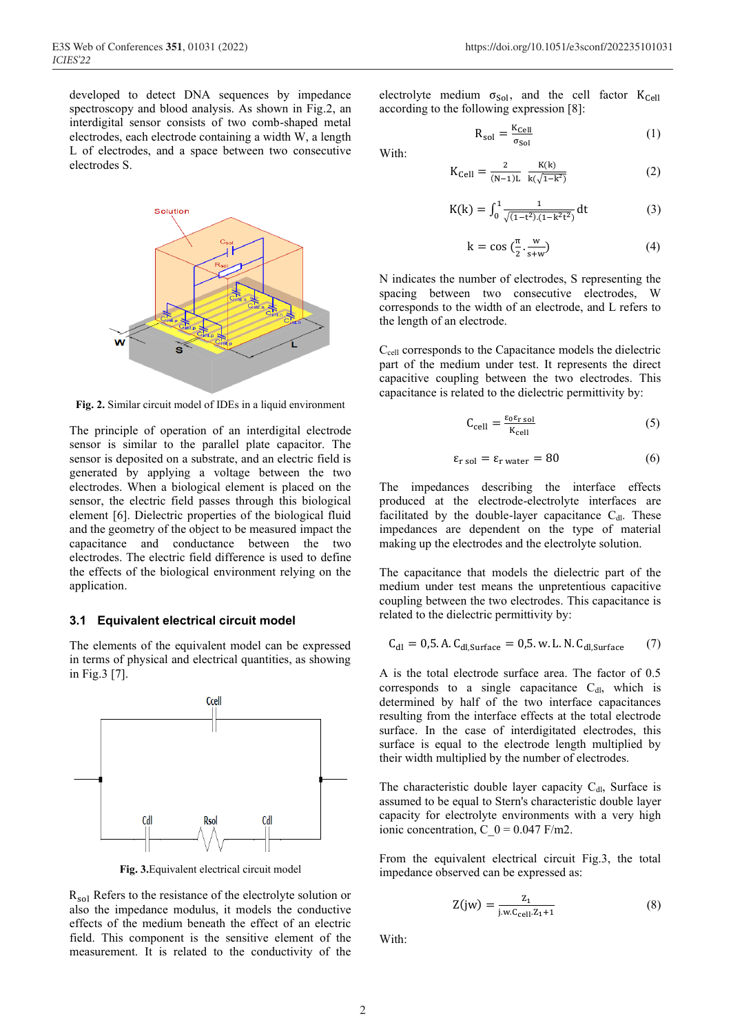developed to detect DNA sequences by impedance spectroscopy and blood analysis. As shown in Fig.2, an interdigital sensor consists of two comb-shaped metal electrodes, each electrode containing a width W, a length L of electrodes, and a space between two consecutive electrodes S.

Fig. 2. Similar circuit model of IDEs in a liquid environment

The principle of operation of an interdigital electrode sensor is similar to the parallel plate capacitor. The sensor is deposited on a substrate, and an electric field is generated by applying a voltage between the two electrodes. When a biological element is placed on the sensor, the electric field passes through this biological element [6]. Dielectric properties of the biological fluid and the geometry of the object to be measured impact the capacitance and conductance between the two electrodes. The electric field difference is used to define the effects of the biological environment relying on the application.

### 3.1 Equivalent electrical circuit model

The elements of the equivalent model can be expressed in terms of physical and electrical quantities, as showing in Fig.3 [7].

Fig. 3.Equivalent electrical circuit model

$R_{sol}$ Refers to the resistance of the electrolyte solution or also the impedance modulus, it models the conductive effects of the medium beneath the effect of an electric field. This component is the sensitive element of the measurement. It is related to the conductivity of the electrolyte medium $\sigma_{Sol}$, and the cell factor $K_{Cell}$ according to the following expression [8]:

$$R_{sol} = \frac{K_{Cell}}{\sigma_{Sol}} \quad (1)$$

With:

$$K_{Cell} = \frac{2}{(N-1)L} \, \frac{K(k)}{k(\sqrt{1-k^2})} \quad (2)$$

$$K(k) = \int_0^1 \frac{1}{\sqrt{(1-t^2).(1-k^2t^2)}} dt \quad (3)$$

$$k = \cos\left(\frac{\pi}{2} \cdot \frac{w}{s+w}\right) \quad (4)$$

N indicates the number of electrodes, S representing the spacing between two consecutive electrodes, W corresponds to the width of an electrode, and L refers to the length of an electrode.

$C_{cell}$ corresponds to the Capacitance models the dielectric part of the medium under test. It represents the direct capacitive coupling between the two electrodes. This capacitance is related to the dielectric permittivity by:

$$C_{cell} = \frac{\varepsilon_0 \varepsilon_{r\,sol}}{K_{cell}} \quad (5)$$

$$\varepsilon_{r\,sol} = \varepsilon_{r\,water} = 80 \quad (6)$$

The impedances describing the interface effects produced at the electrode-electrolyte interfaces are facilitated by the double-layer capacitance $C_{dl}$. These impedances are dependent on the type of material making up the electrodes and the electrolyte solution.

The capacitance that models the dielectric part of the medium under test means the unpretentious capacitive coupling between the two electrodes. This capacitance is related to the dielectric permittivity by:

$$C_{dl} = 0{,}5.A.C_{dl,Surface} = 0{,}5.w.L.N.C_{dl,Surface} \quad (7)$$

A is the total electrode surface area. The factor of 0.5 corresponds to a single capacitance $C_{dl}$, which is determined by half of the two interface capacitances resulting from the interface effects at the total electrode surface. In the case of interdigitated electrodes, this surface is equal to the electrode length multiplied by their width multiplied by the number of electrodes.

The characteristic double layer capacity $C_{dl}$, Surface is assumed to be equal to Stern's characteristic double layer capacity for electrolyte environments with a very high ionic concentration, $C_0$ = 0.047 F/m2.

From the equivalent electrical circuit Fig.3, the total impedance observed can be expressed as:

$$Z(jw) = \frac{Z_1}{j.w.C_{cell}.Z_1+1} \quad (8)$$

With: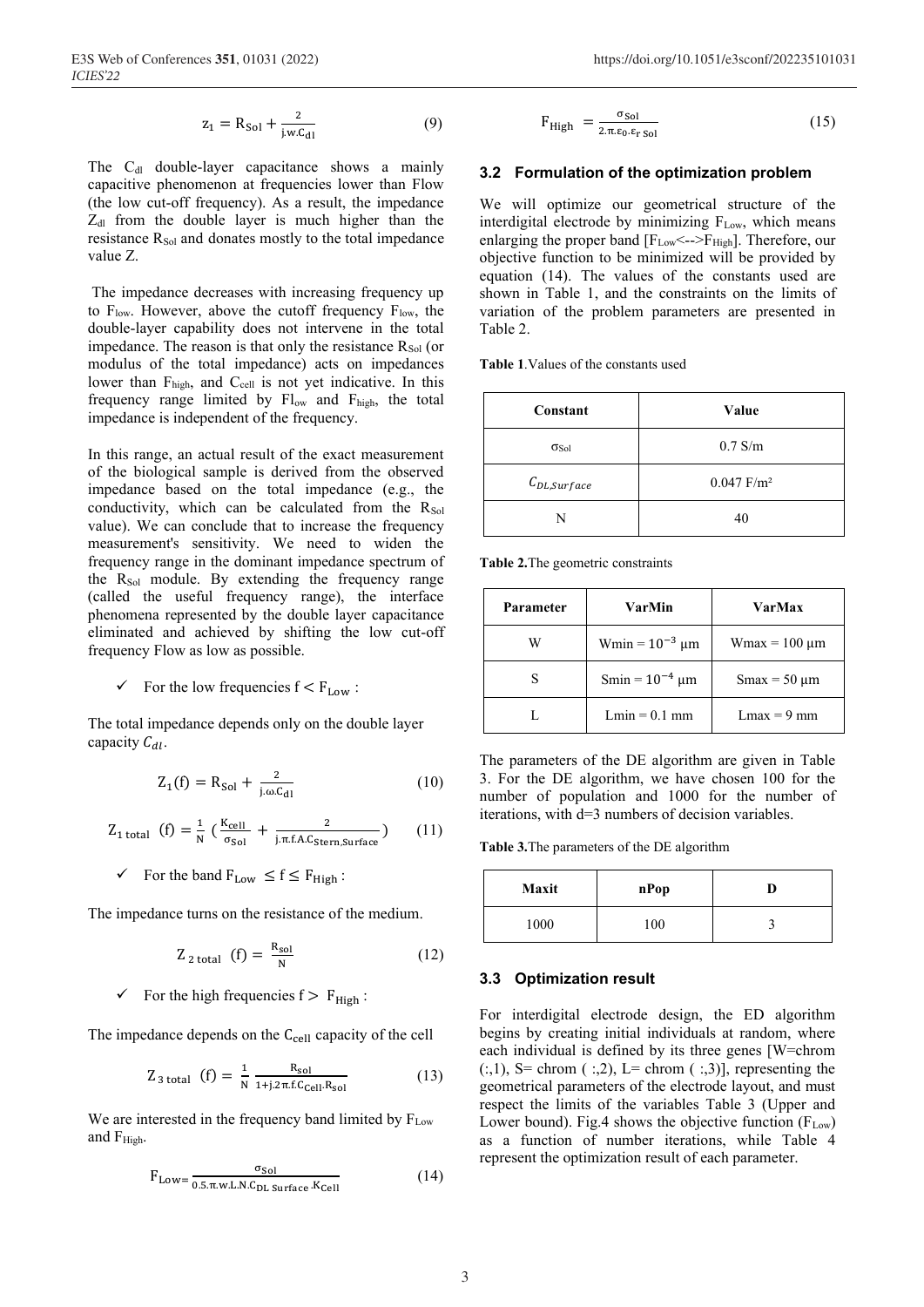$$z_1 = R_{Sol} + \frac{2}{j.w.C_{dl}} \tag{9}$$

The $C_{dl}$ double-layer capacitance shows a mainly capacitive phenomenon at frequencies lower than Flow (the low cut-off frequency). As a result, the impedance $Z_{dl}$ from the double layer is much higher than the resistance $R_{Sol}$ and donates mostly to the total impedance value Z.

The impedance decreases with increasing frequency up to $F_{low}$. However, above the cutoff frequency $F_{low}$, the double-layer capability does not intervene in the total impedance. The reason is that only the resistance $R_{Sol}$ (or modulus of the total impedance) acts on impedances lower than $F_{high}$, and $C_{cell}$ is not yet indicative. In this frequency range limited by $Fl_{ow}$ and $F_{high}$, the total impedance is independent of the frequency.

In this range, an actual result of the exact measurement of the biological sample is derived from the observed impedance based on the total impedance (e.g., the conductivity, which can be calculated from the $R_{Sol}$ value). We can conclude that to increase the frequency measurement's sensitivity. We need to widen the frequency range in the dominant impedance spectrum of the $R_{Sol}$ module. By extending the frequency range (called the useful frequency range), the interface phenomena represented by the double layer capacitance eliminated and achieved by shifting the low cut-off frequency Flow as low as possible.

- ✓ For the low frequencies $f < F_{Low}$ :

The total impedance depends only on the double layer capacity $C_{dl}$.

$$Z_1(f) = R_{Sol} + \frac{2}{j.\omega.C_{dl}} \tag{10}$$

$$Z_{1\,total}\ (f) = \frac{1}{N}\left(\frac{K_{cell}}{\sigma_{Sol}} + \frac{2}{j.\pi.f.A.C_{Stern,Surface}}\right) \tag{11}$$

- ✓ For the band $F_{Low} \leq f \leq F_{High}$ :

The impedance turns on the resistance of the medium.

$$Z_{2\,total}\ (f) = \frac{R_{sol}}{N} \tag{12}$$

- ✓ For the high frequencies $f > F_{High}$ :

The impedance depends on the $C_{cell}$ capacity of the cell

$$Z_{3\,total}\ (f) = \frac{1}{N}\frac{R_{Sol}}{1+j.2\pi.f.C_{Cell}.R_{Sol}} \tag{13}$$

We are interested in the frequency band limited by $F_{Low}$ and $F_{High}$.

$$F_{Low} = \frac{\sigma_{Sol}}{0.5.\pi.w.L.N.C_{DL\ Surface}.K_{Cell}} \tag{14}$$

$$F_{High} = \frac{\sigma_{Sol}}{2.\pi.\varepsilon_0.\varepsilon_{r\ Sol}} \tag{15}$$

### 3.2 Formulation of the optimization problem

We will optimize our geometrical structure of the interdigital electrode by minimizing $F_{Low}$, which means enlarging the proper band [$F_{Low}$<-->$F_{High}$]. Therefore, our objective function to be minimized will be provided by equation (14). The values of the constants used are shown in Table 1, and the constraints on the limits of variation of the problem parameters are presented in Table 2.

**Table 1**.Values of the constants used

| Constant | Value |
|---|---|
| $\sigma_{Sol}$ | 0.7 S/m |
| $C_{DL,Surface}$ | 0.047 F/m² |
| N | 40 |

**Table 2.**The geometric constraints

| Parameter | VarMin | VarMax |
|---|---|---|
| W | Wmin = $10^{-3}$ µm | Wmax = 100 µm |
| S | Smin = $10^{-4}$ µm | Smax = 50 µm |
| L | Lmin = 0.1 mm | Lmax = 9 mm |

The parameters of the DE algorithm are given in Table 3. For the DE algorithm, we have chosen 100 for the number of population and 1000 for the number of iterations, with d=3 numbers of decision variables.

**Table 3.**The parameters of the DE algorithm

| Maxit | nPop | D |
|---|---|---|
| 1000 | 100 | 3 |

### 3.3 Optimization result

For interdigital electrode design, the ED algorithm begins by creating initial individuals at random, where each individual is defined by its three genes [W=chrom (:,1), S= chrom ( :,2), L= chrom ( :,3)], representing the geometrical parameters of the electrode layout, and must respect the limits of the variables Table 3 (Upper and Lower bound). Fig.4 shows the objective function ($F_{Low}$) as a function of number iterations, while Table 4 represent the optimization result of each parameter.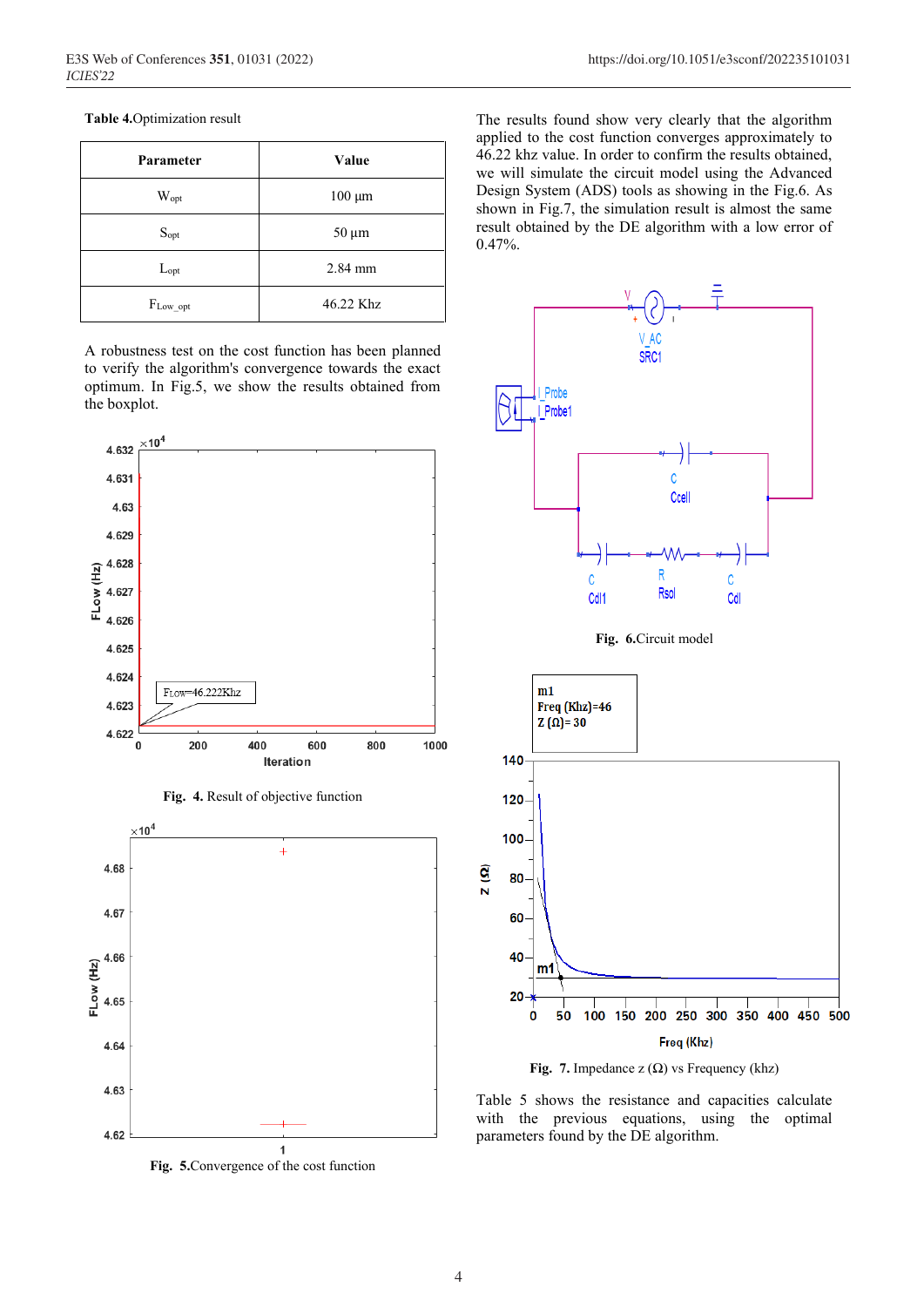**Table 4.** Optimization result

| Parameter | Value |
|---|---|
| $W_{opt}$ | 100 µm |
| $S_{opt}$ | 50 µm |
| $L_{opt}$ | 2.84 mm |
| $F_{Low\_opt}$ | 46.22 Khz |

A robustness test on the cost function has been planned to verify the algorithm's convergence towards the exact optimum. In Fig.5, we show the results obtained from the boxplot.

**Fig. 4.** Result of objective function

**Fig. 5.** Convergence of the cost function

The results found show very clearly that the algorithm applied to the cost function converges approximately to 46.22 khz value. In order to confirm the results obtained, we will simulate the circuit model using the Advanced Design System (ADS) tools as showing in the Fig.6. As shown in Fig.7, the simulation result is almost the same result obtained by the DE algorithm with a low error of 0.47%.

**Fig. 6.** Circuit model

**Fig. 7.** Impedance z (Ω) vs Frequency (khz)

Table 5 shows the resistance and capacities calculate with the previous equations, using the optimal parameters found by the DE algorithm.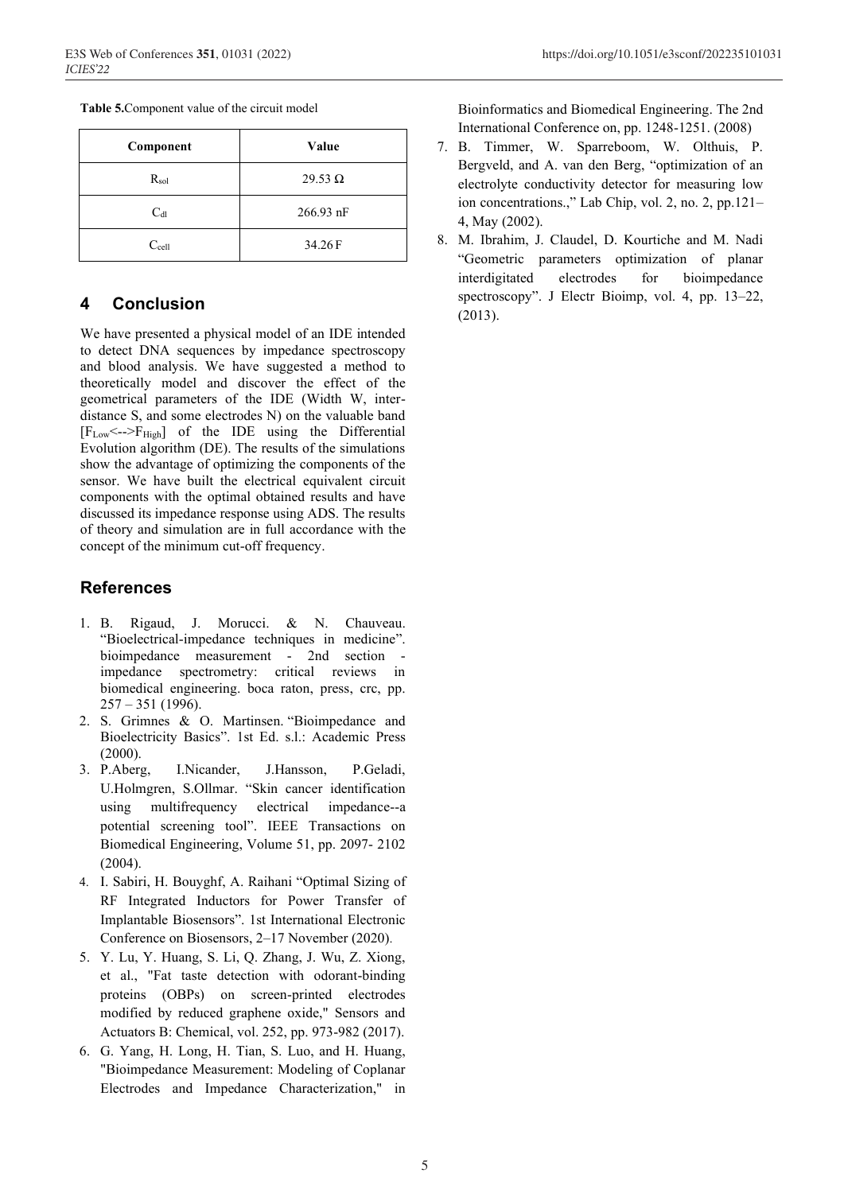**Table 5.** Component value of the circuit model

| Component | Value |
|---|---|
| $R_{sol}$ | 29.53 Ω |
| $C_{dl}$ | 266.93 nF |
| $C_{cell}$ | 34.26 F |

## 4 Conclusion

We have presented a physical model of an IDE intended to detect DNA sequences by impedance spectroscopy and blood analysis. We have suggested a method to theoretically model and discover the effect of the geometrical parameters of the IDE (Width W, inter-distance S, and some electrodes N) on the valuable band [$F_{Low}$<-->$F_{High}$] of the IDE using the Differential Evolution algorithm (DE). The results of the simulations show the advantage of optimizing the components of the sensor. We have built the electrical equivalent circuit components with the optimal obtained results and have discussed its impedance response using ADS. The results of theory and simulation are in full accordance with the concept of the minimum cut-off frequency.

## References

1. B. Rigaud, J. Morucci. & N. Chauveau. "Bioelectrical-impedance techniques in medicine". bioimpedance measurement - 2nd section - impedance spectrometry: critical reviews in biomedical engineering. boca raton, press, crc, pp. 257 – 351 (1996).
2. S. Grimnes & O. Martinsen. "Bioimpedance and Bioelectricity Basics". 1st Ed. s.l.: Academic Press (2000).
3. P.Aberg, I.Nicander, J.Hansson, P.Geladi, U.Holmgren, S.Ollmar. "Skin cancer identification using multifrequency electrical impedance--a potential screening tool". IEEE Transactions on Biomedical Engineering, Volume 51, pp. 2097- 2102 (2004).
4. I. Sabiri, H. Bouyghf, A. Raihani "Optimal Sizing of RF Integrated Inductors for Power Transfer of Implantable Biosensors". 1st International Electronic Conference on Biosensors, 2–17 November (2020).
5. Y. Lu, Y. Huang, S. Li, Q. Zhang, J. Wu, Z. Xiong, et al., "Fat taste detection with odorant-binding proteins (OBPs) on screen-printed electrodes modified by reduced graphene oxide," Sensors and Actuators B: Chemical, vol. 252, pp. 973-982 (2017).
6. G. Yang, H. Long, H. Tian, S. Luo, and H. Huang, "Bioimpedance Measurement: Modeling of Coplanar Electrodes and Impedance Characterization," in Bioinformatics and Biomedical Engineering. The 2nd International Conference on, pp. 1248-1251. (2008)
7. B. Timmer, W. Sparreboom, W. Olthuis, P. Bergveld, and A. van den Berg, "optimization of an electrolyte conductivity detector for measuring low ion concentrations.," Lab Chip, vol. 2, no. 2, pp.121–4, May (2002).
8. M. Ibrahim, J. Claudel, D. Kourtiche and M. Nadi "Geometric parameters optimization of planar interdigitated electrodes for bioimpedance spectroscopy". J Electr Bioimp, vol. 4, pp. 13–22, (2013).